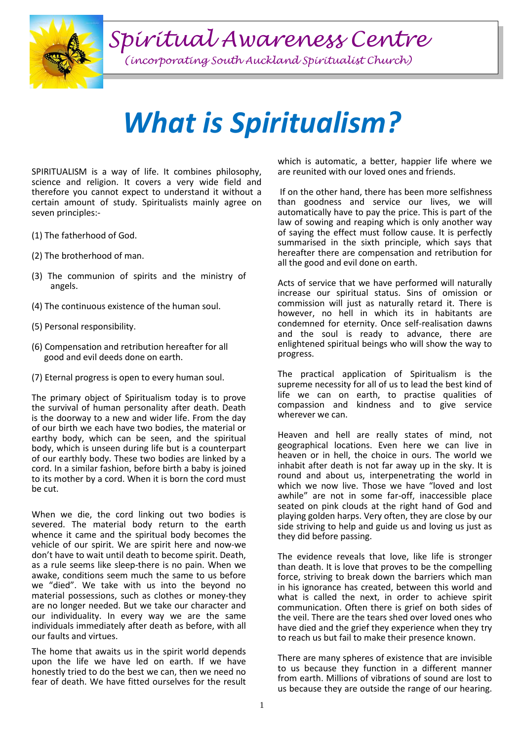# Spiritual Awareness Centre

*(incorporating South Auckland Spiritualist Church)*

# *What is Spiritualism?*

SPIRITUALISM is a way of life. It combines philosophy, science and religion. It covers a very wide field and therefore you cannot expect to understand it without a certain amount of study. Spiritualists mainly agree on seven principles:-

(1) The fatherhood of God.

(2) The brotherhood of man.

(3) The communion of spirits and the ministry of angels.

(4) The continuous existence of the human soul.

(5) Personal responsibility.

(6) Compensation and retribution hereafter for all good and evil deeds done on earth.

(7) Eternal progress is open to every human soul.

The primary object of Spiritualism today is to prove the survival of human personality after death. Death is the doorway to a new and wider life. From the day of our birth we each have two bodies, the material or earthy body, which can be seen, and the spiritual body, which is unseen during life but is a counterpart of our earthly body. These two bodies are linked by a cord. In a similar fashion, before birth a baby is joined to its mother by a cord. When it is born the cord must be cut.

When we die, the cord linking out two bodies is severed. The material body return to the earth whence it came and the spiritual body becomes the vehicle of our spirit. We are spirit here and now-we don't have to wait until death to become spirit. Death, as a rule seems like sleep-there is no pain. When we awake, conditions seem much the same to us before we "died". We take with us into the beyond no material possessions, such as clothes or money-they are no longer needed. But we take our character and our individuality. In every way we are the same individuals immediately after death as before, with all our faults and virtues.

The home that awaits us in the spirit world depends upon the life we have led on earth. If we have honestly tried to do the best we can, then we need no fear of death. We have fitted ourselves for the result which is automatic, a better, happier life where we are reunited with our loved ones and friends.

If on the other hand, there has been more selfishness than goodness and service our lives, we will automatically have to pay the price. This is part of the law of sowing and reaping which is only another way of saying the effect must follow cause. It is perfectly summarised in the sixth principle, which says that hereafter there are compensation and retribution for all the good and evil done on earth.

Acts of service that we have performed will naturally increase our spiritual status. Sins of omission or commission will just as naturally retard it. There is however, no hell in which its in habitants are condemned for eternity. Once self-realisation dawns and the soul is ready to advance, there are enlightened spiritual beings who will show the way to progress.

The practical application of Spiritualism is the supreme necessity for all of us to lead the best kind of life we can on earth, to practise qualities of compassion and kindness and to give service wherever we can.

Heaven and hell are really states of mind, not geographical locations. Even here we can live in heaven or in hell, the choice in ours. The world we inhabit after death is not far away up in the sky. It is round and about us, interpenetrating the world in which we now live. Those we have "loved and lost awhile" are not in some far-off, inaccessible place seated on pink clouds at the right hand of God and playing golden harps. Very often, they are close by our side striving to help and guide us and loving us just as they did before passing.

The evidence reveals that love, like life is stronger than death. It is love that proves to be the compelling force, striving to break down the barriers which man in his ignorance has created, between this world and what is called the next, in order to achieve spirit communication. Often there is grief on both sides of the veil. There are the tears shed over loved ones who have died and the grief they experience when they try to reach us but fail to make their presence known.

There are many spheres of existence that are invisible to us because they function in a different manner from earth. Millions of vibrations of sound are lost to us because they are outside the range of our hearing.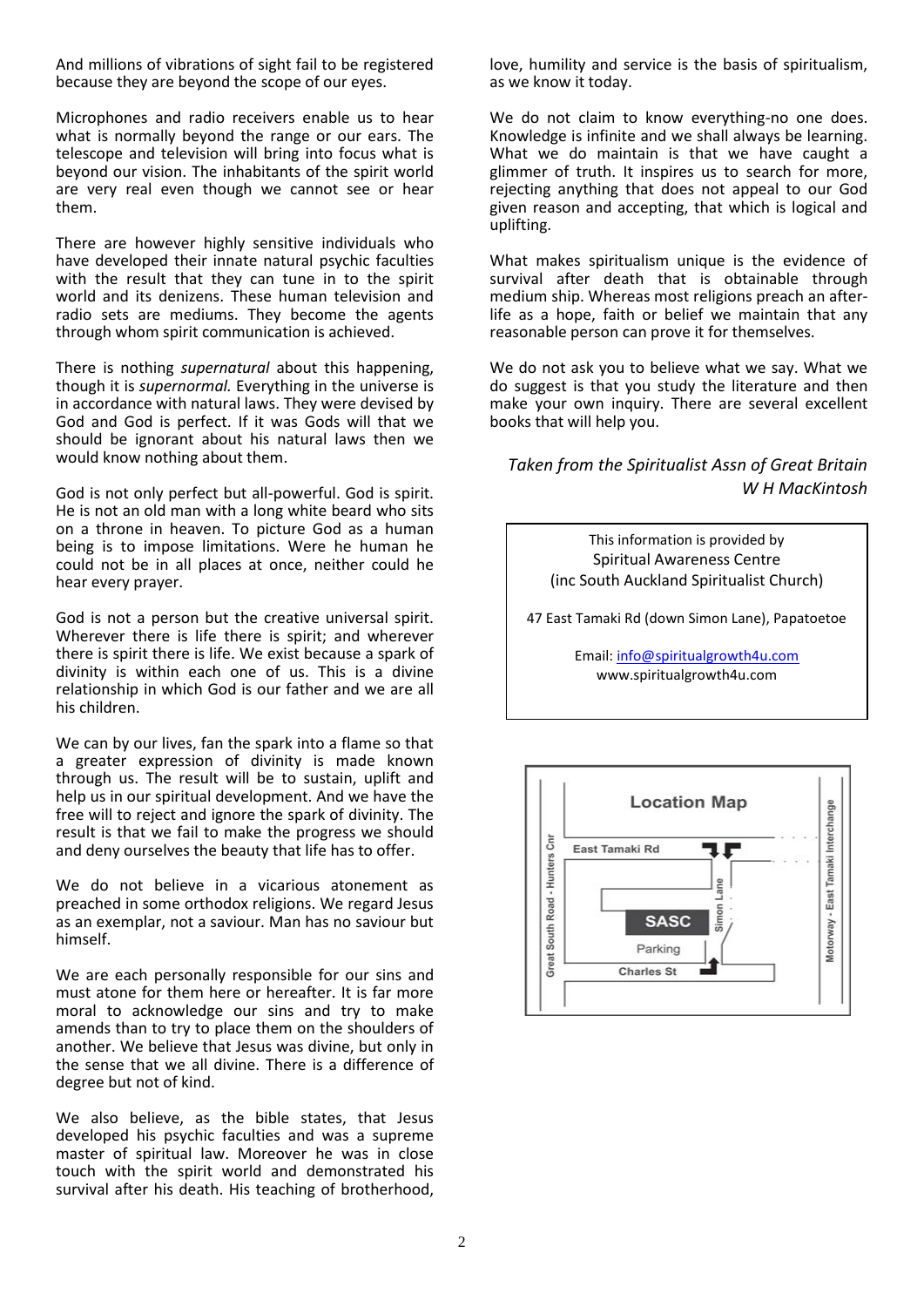And millions of vibrations of sight fail to be registered because they are beyond the scope of our eyes.

Microphones and radio receivers enable us to hear what is normally beyond the range or our ears. The telescope and television will bring into focus what is beyond our vision. The inhabitants of the spirit world are very real even though we cannot see or hear them.

There are however highly sensitive individuals who have developed their innate natural psychic faculties with the result that they can tune in to the spirit world and its denizens. These human television and radio sets are mediums. They become the agents through whom spirit communication is achieved.

There is nothing *supernatural* about this happening, though it is *supernormal.* Everything in the universe is in accordance with natural laws. They were devised by God and God is perfect. If it was Gods will that we should be ignorant about his natural laws then we would know nothing about them.

God is not only perfect but all-powerful. God is spirit. He is not an old man with a long white beard who sits on a throne in heaven. To picture God as a human being is to impose limitations. Were he human he could not be in all places at once, neither could he hear every prayer.

God is not a person but the creative universal spirit. Wherever there is life there is spirit; and wherever there is spirit there is life. We exist because a spark of divinity is within each one of us. This is a divine relationship in which God is our father and we are all his children.

We can by our lives, fan the spark into a flame so that a greater expression of divinity is made known through us. The result will be to sustain, uplift and help us in our spiritual development. And we have the free will to reject and ignore the spark of divinity. The result is that we fail to make the progress we should and deny ourselves the beauty that life has to offer.

We do not believe in a vicarious atonement as preached in some orthodox religions. We regard Jesus as an exemplar, not a saviour. Man has no saviour but himself.

We are each personally responsible for our sins and must atone for them here or hereafter. It is far more moral to acknowledge our sins and try to make amends than to try to place them on the shoulders of another. We believe that Jesus was divine, but only in the sense that we all divine. There is a difference of degree but not of kind.

We also believe, as the bible states, that Jesus developed his psychic faculties and was a supreme master of spiritual law. Moreover he was in close touch with the spirit world and demonstrated his survival after his death. His teaching of brotherhood, love, humility and service is the basis of spiritualism, as we know it today.

We do not claim to know everything-no one does. Knowledge is infinite and we shall always be learning. What we do maintain is that we have caught a glimmer of truth. It inspires us to search for more, rejecting anything that does not appeal to our God given reason and accepting, that which is logical and uplifting.

What makes spiritualism unique is the evidence of survival after death that is obtainable through medium ship. Whereas most religions preach an after-life as a hope, faith or belief we maintain that any reasonable person can prove it for themselves.

We do not ask you to believe what we say. What we do suggest is that you study the literature and then make your own inquiry. There are several excellent books that will help you.

*Taken from the Spiritualist Assn of Great Britain*
*W H MacKintosh*

This information is provided by
Spiritual Awareness Centre
(inc South Auckland Spiritualist Church)

47 East Tamaki Rd (down Simon Lane), Papatoetoe

Email: info@spiritualgrowth4u.com
www.spiritualgrowth4u.com

Location Map

East Tamaki Rd

Simon Lane

SASC

Parking

Charles St

Great South Road - Hunters Cnr

Motorway - East Tamaki Interchange